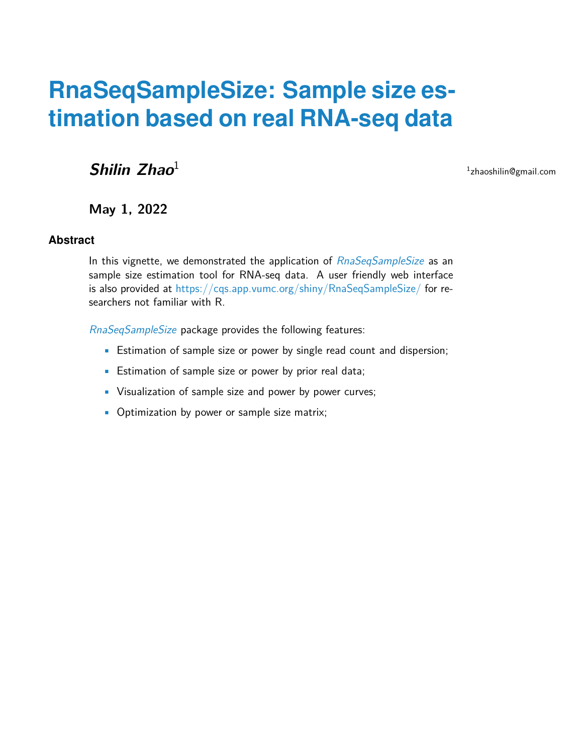# RnaSeqSampleSize: Sample size estimation based on real RNA-seq data

***Shilin Zhao***[1]

[1]zhaoshilin@gmail.com

**May 1, 2022**

## Abstract

In this vignette, we demonstrated the application of *RnaSeqSampleSize* as an sample size estimation tool for RNA-seq data. A user friendly web interface is also provided at https://cqs.app.vumc.org/shiny/RnaSeqSampleSize/ for researchers not familiar with R.

*RnaSeqSampleSize* package provides the following features:

- Estimation of sample size or power by single read count and dispersion;
- Estimation of sample size or power by prior real data;
- Visualization of sample size and power by power curves;
- Optimization by power or sample size matrix;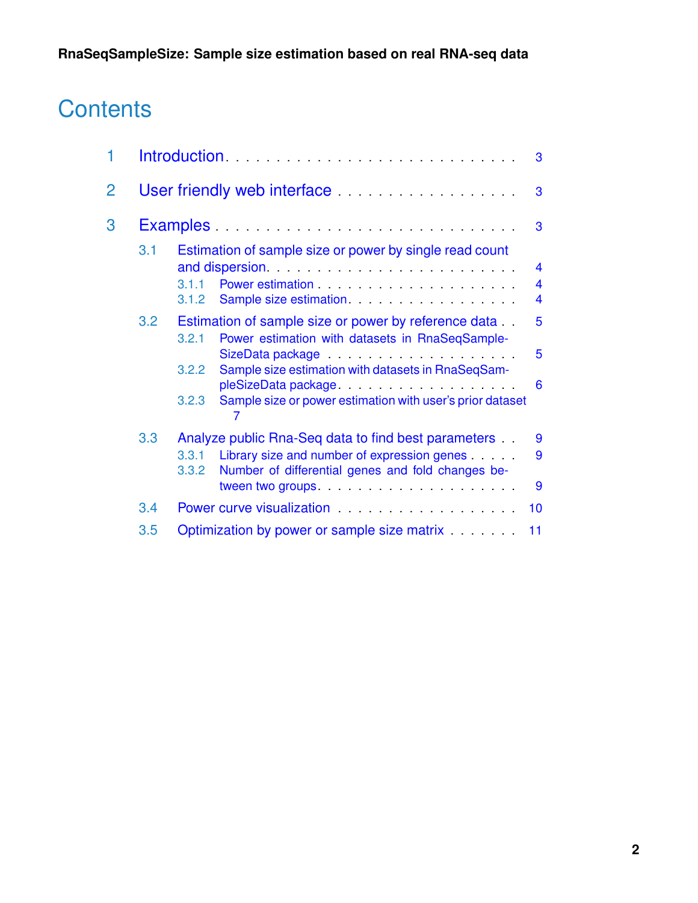# Contents

1 Introduction . . . . . . . . . . . . . . . . . . . . . . . . . . . . . 3

2 User friendly web interface . . . . . . . . . . . . . . . . . . . 3

3 Examples . . . . . . . . . . . . . . . . . . . . . . . . . . . . . . 3

- 3.1 Estimation of sample size or power by single read count and dispersion . . . . . . . . . . . . . . . . . . . . . . . . 4
  - 3.1.1 Power estimation . . . . . . . . . . . . . . . . . . . . 4
  - 3.1.2 Sample size estimation . . . . . . . . . . . . . . . . . 4
- 3.2 Estimation of sample size or power by reference data . . 5
  - 3.2.1 Power estimation with datasets in RnaSeqSampleSizeData package . . . . . . . . . . . . . . . . . . . 5
  - 3.2.2 Sample size estimation with datasets in RnaSeqSampleSizeData package . . . . . . . . . . . . . . . . . . 6
  - 3.2.3 Sample size or power estimation with user's prior dataset 7
- 3.3 Analyze public Rna-Seq data to find best parameters . . 9
  - 3.3.1 Library size and number of expression genes . . . . . 9
  - 3.3.2 Number of differential genes and fold changes between two groups . . . . . . . . . . . . . . . . . . . . . 9
- 3.4 Power curve visualization . . . . . . . . . . . . . . . . . . 10
- 3.5 Optimization by power or sample size matrix . . . . . . . 11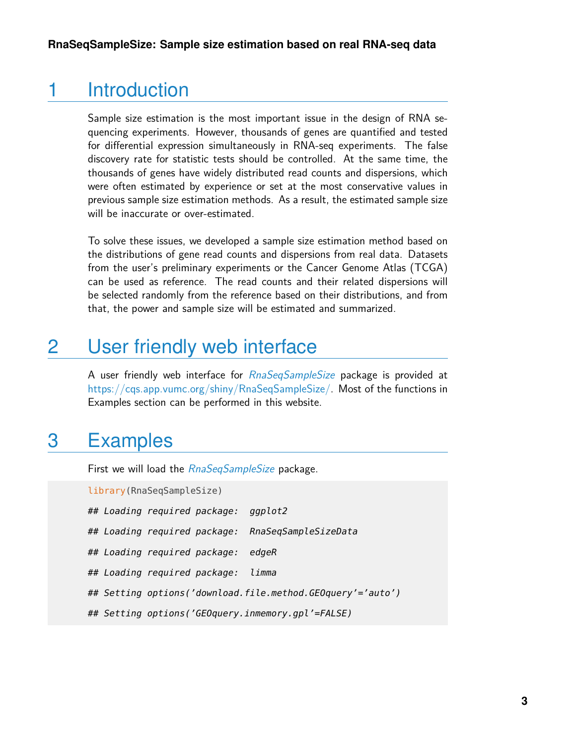# 1 Introduction

Sample size estimation is the most important issue in the design of RNA sequencing experiments. However, thousands of genes are quantified and tested for differential expression simultaneously in RNA-seq experiments. The false discovery rate for statistic tests should be controlled. At the same time, the thousands of genes have widely distributed read counts and dispersions, which were often estimated by experience or set at the most conservative values in previous sample size estimation methods. As a result, the estimated sample size will be inaccurate or over-estimated.

To solve these issues, we developed a sample size estimation method based on the distributions of gene read counts and dispersions from real data. Datasets from the user's preliminary experiments or the Cancer Genome Atlas (TCGA) can be used as reference. The read counts and their related dispersions will be selected randomly from the reference based on their distributions, and from that, the power and sample size will be estimated and summarized.

# 2 User friendly web interface

A user friendly web interface for *RnaSeqSampleSize* package is provided at https://cqs.app.vumc.org/shiny/RnaSeqSampleSize/. Most of the functions in Examples section can be performed in this website.

# 3 Examples

First we will load the *RnaSeqSampleSize* package.

```
library(RnaSeqSampleSize)

## Loading required package:  ggplot2

## Loading required package:  RnaSeqSampleSizeData

## Loading required package:  edgeR

## Loading required package:  limma

## Setting options('download.file.method.GEOquery'='auto')

## Setting options('GEOquery.inmemory.gpl'=FALSE)
```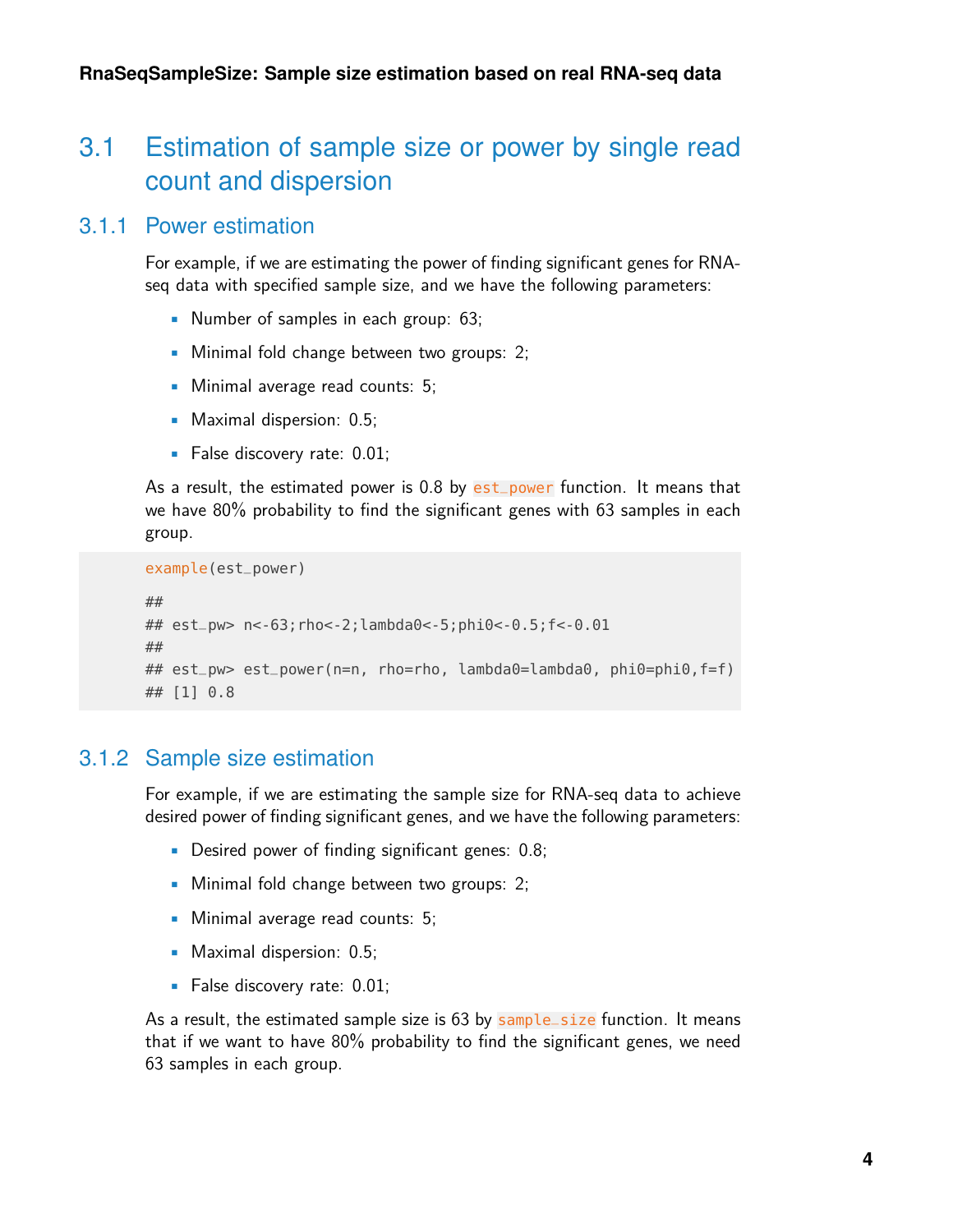## 3.1 Estimation of sample size or power by single read count and dispersion

### 3.1.1 Power estimation

For example, if we are estimating the power of finding significant genes for RNA-seq data with specified sample size, and we have the following parameters:

- Number of samples in each group: 63;
- Minimal fold change between two groups: 2;
- Minimal average read counts: 5;
- Maximal dispersion: 0.5;
- False discovery rate: 0.01;

As a result, the estimated power is 0.8 by `est_power` function. It means that we have 80% probability to find the significant genes with 63 samples in each group.

```
example(est_power)

##
## est_pw> n<-63;rho<-2;lambda0<-5;phi0<-0.5;f<-0.01
##
## est_pw> est_power(n=n, rho=rho, lambda0=lambda0, phi0=phi0,f=f)
## [1] 0.8
```

### 3.1.2 Sample size estimation

For example, if we are estimating the sample size for RNA-seq data to achieve desired power of finding significant genes, and we have the following parameters:

- Desired power of finding significant genes: 0.8;
- Minimal fold change between two groups: 2;
- Minimal average read counts: 5;
- Maximal dispersion: 0.5;
- False discovery rate: 0.01;

As a result, the estimated sample size is 63 by `sample_size` function. It means that if we want to have 80% probability to find the significant genes, we need 63 samples in each group.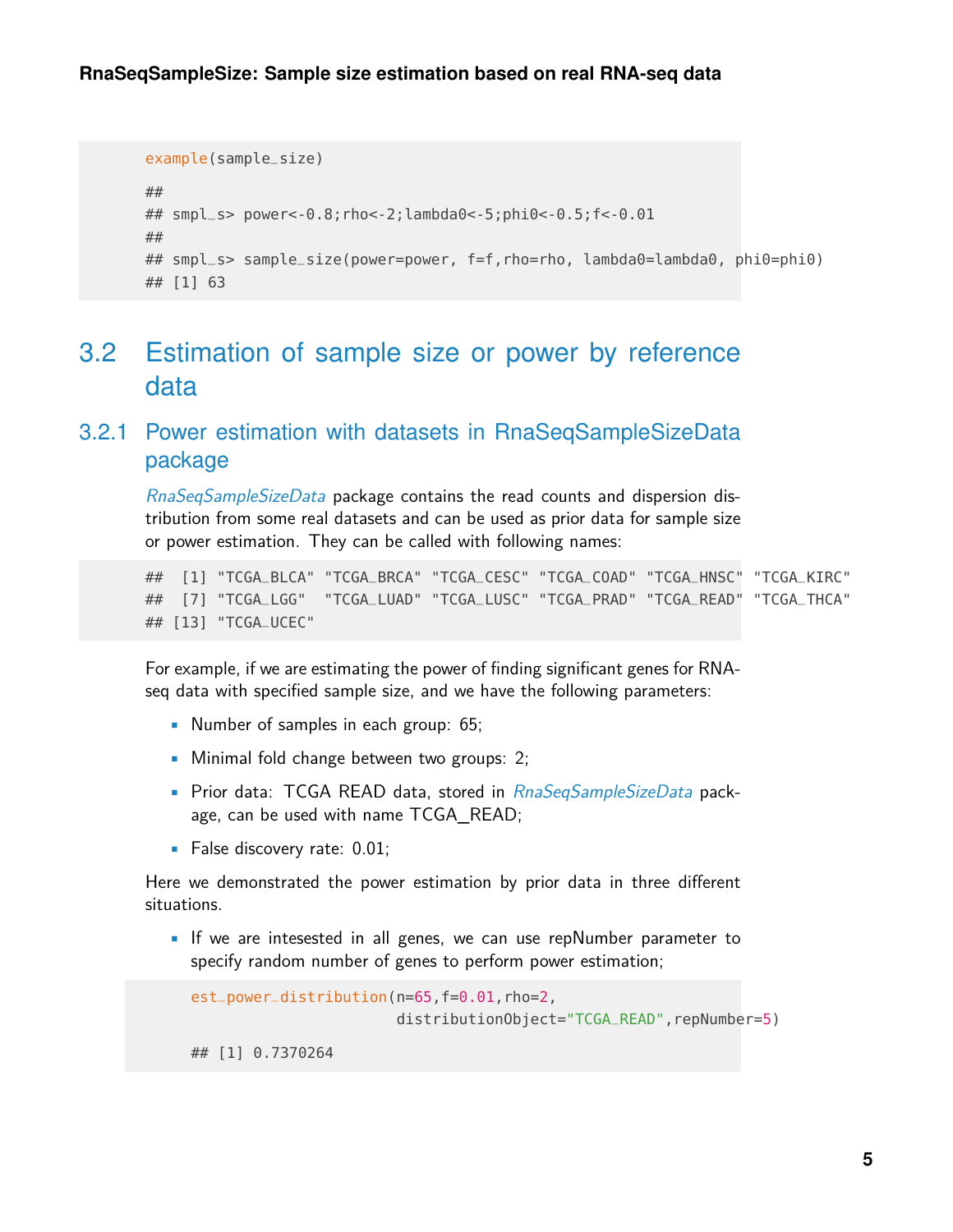```
example(sample_size)

##
## smpl_s> power<-0.8;rho<-2;lambda0<-5;phi0<-0.5;f<-0.01
##
## smpl_s> sample_size(power=power, f=f,rho=rho, lambda0=lambda0, phi0=phi0)
## [1] 63
```

## 3.2 Estimation of sample size or power by reference data

### 3.2.1 Power estimation with datasets in RnaSeqSampleSizeData package

*RnaSeqSampleSizeData* package contains the read counts and dispersion distribution from some real datasets and can be used as prior data for sample size or power estimation. They can be called with following names:

```
##  [1] "TCGA_BLCA" "TCGA_BRCA" "TCGA_CESC" "TCGA_COAD" "TCGA_HNSC" "TCGA_KIRC"
##  [7] "TCGA_LGG"  "TCGA_LUAD" "TCGA_LUSC" "TCGA_PRAD" "TCGA_READ" "TCGA_THCA"
## [13] "TCGA_UCEC"
```

For example, if we are estimating the power of finding significant genes for RNA-seq data with specified sample size, and we have the following parameters:

- Number of samples in each group: 65;
- Minimal fold change between two groups: 2;
- Prior data: TCGA READ data, stored in *RnaSeqSampleSizeData* package, can be used with name TCGA_READ;
- False discovery rate: 0.01;

Here we demonstrated the power estimation by prior data in three different situations.

- If we are intesested in all genes, we can use repNumber parameter to specify random number of genes to perform power estimation;

```
est_power_distribution(n=65,f=0.01,rho=2,
                       distributionObject="TCGA_READ",repNumber=5)

## [1] 0.7370264
```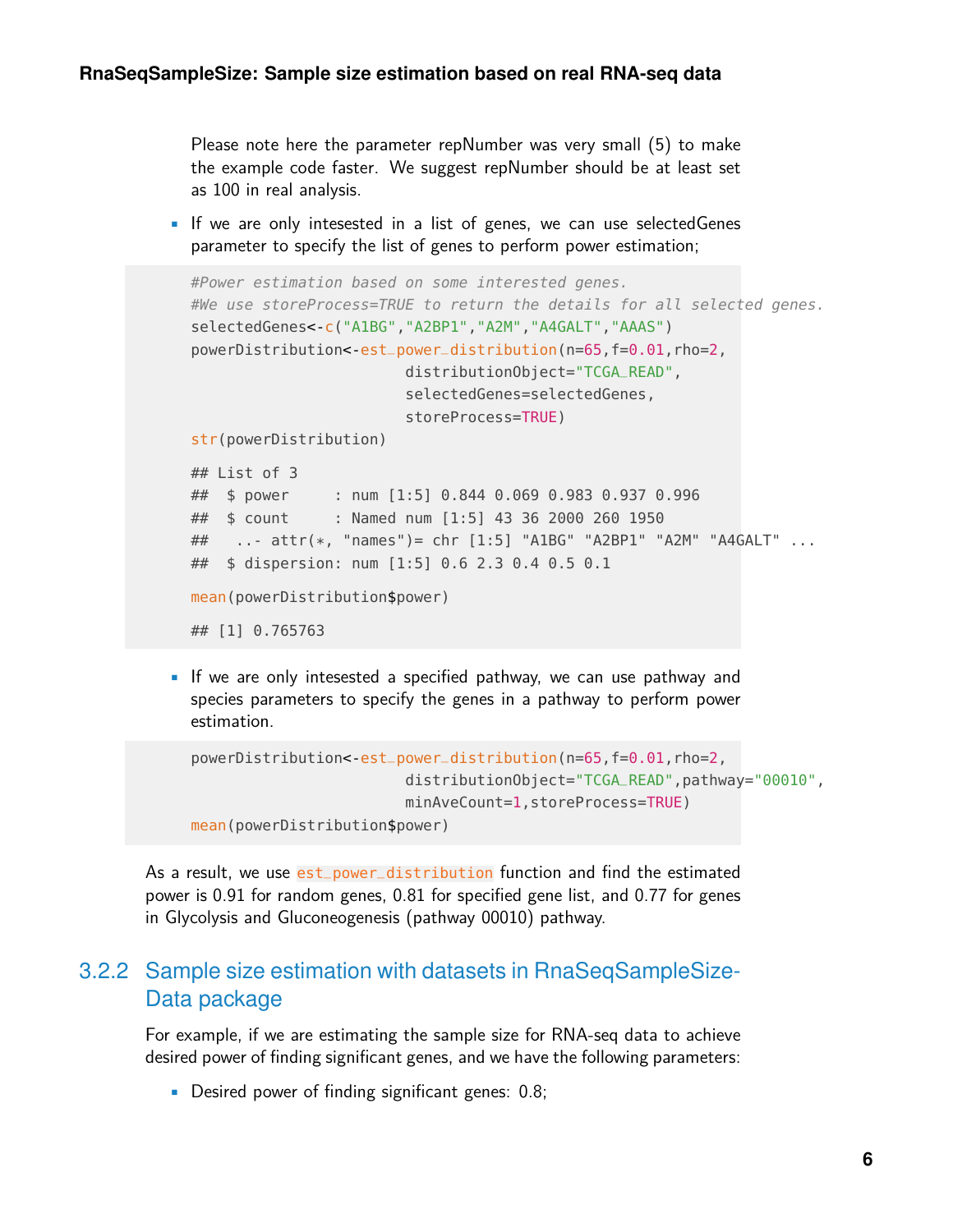Please note here the parameter repNumber was very small (5) to make the example code faster. We suggest repNumber should be at least set as 100 in real analysis.

- If we are only intesested in a list of genes, we can use selectedGenes parameter to specify the list of genes to perform power estimation;

```
#Power estimation based on some interested genes.
#We use storeProcess=TRUE to return the details for all selected genes.
selectedGenes<-c("A1BG","A2BP1","A2M","A4GALT","AAAS")
powerDistribution<-est_power_distribution(n=65,f=0.01,rho=2,
                        distributionObject="TCGA_READ",
                        selectedGenes=selectedGenes,
                        storeProcess=TRUE)
str(powerDistribution)

## List of 3
##  $ power     : num [1:5] 0.844 0.069 0.983 0.937 0.996
##  $ count     : Named num [1:5] 43 36 2000 260 1950
##   ..- attr(*, "names")= chr [1:5] "A1BG" "A2BP1" "A2M" "A4GALT" ...
##  $ dispersion: num [1:5] 0.6 2.3 0.4 0.5 0.1

mean(powerDistribution$power)

## [1] 0.765763
```

- If we are only intesested a specified pathway, we can use pathway and species parameters to specify the genes in a pathway to perform power estimation.

```
powerDistribution<-est_power_distribution(n=65,f=0.01,rho=2,
                        distributionObject="TCGA_READ",pathway="00010",
                        minAveCount=1,storeProcess=TRUE)
mean(powerDistribution$power)
```

As a result, we use `est_power_distribution` function and find the estimated power is 0.91 for random genes, 0.81 for specified gene list, and 0.77 for genes in Glycolysis and Gluconeogenesis (pathway 00010) pathway.

### 3.2.2 Sample size estimation with datasets in RnaSeqSampleSize-Data package

For example, if we are estimating the sample size for RNA-seq data to achieve desired power of finding significant genes, and we have the following parameters:

- Desired power of finding significant genes: 0.8;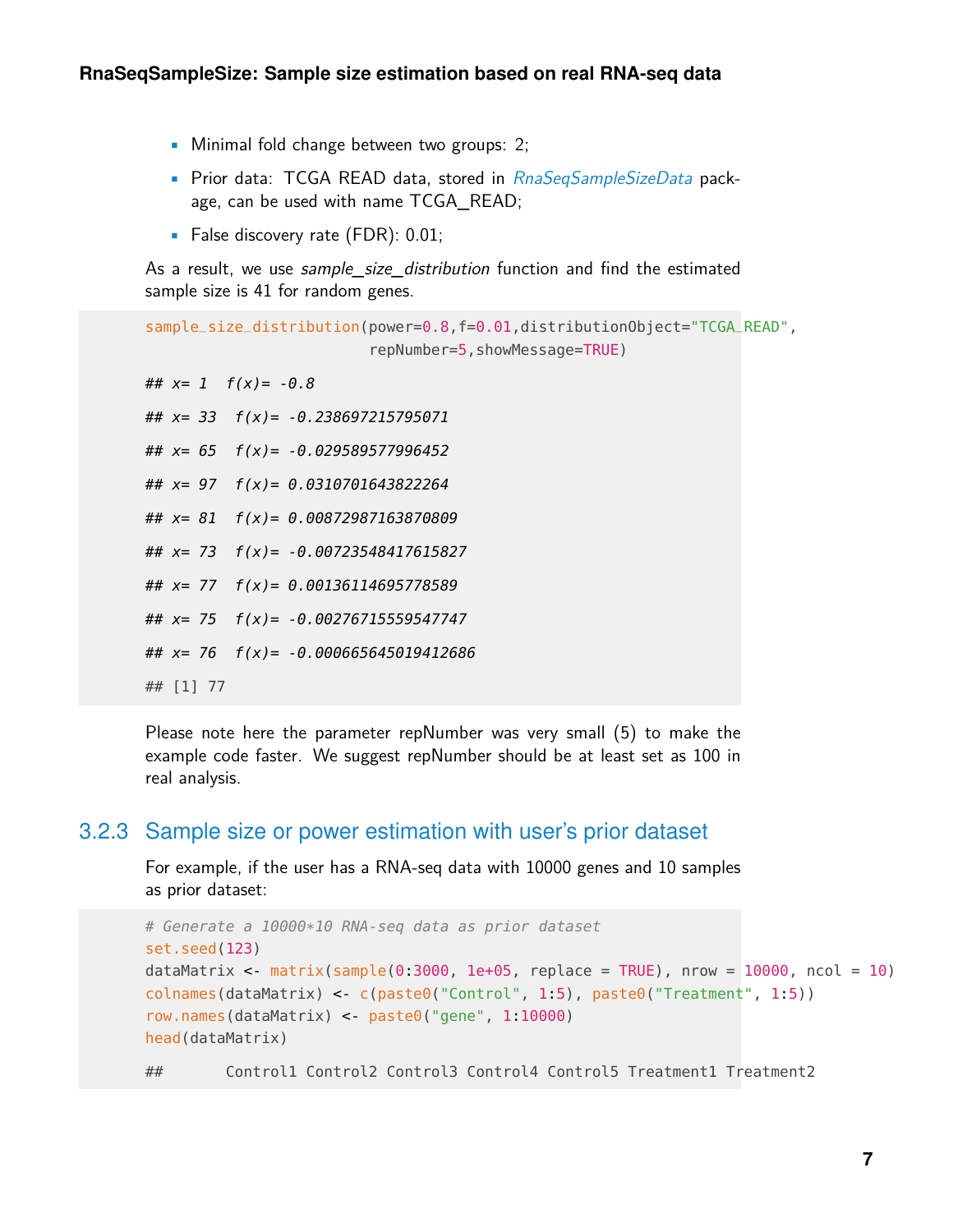- Minimal fold change between two groups: 2;
- Prior data: TCGA READ data, stored in *RnaSeqSampleSizeData* package, can be used with name TCGA_READ;
- False discovery rate (FDR): 0.01;

As a result, we use *sample_size_distribution* function and find the estimated sample size is 41 for random genes.

```
sample_size_distribution(power=0.8,f=0.01,distributionObject="TCGA_READ",
                         repNumber=5,showMessage=TRUE)

## x= 1  f(x)= -0.8

## x= 33  f(x)= -0.238697215795071

## x= 65  f(x)= -0.029589577996452

## x= 97  f(x)= 0.0310701643822264

## x= 81  f(x)= 0.00872987163870809

## x= 73  f(x)= -0.00723548417615827

## x= 77  f(x)= 0.00136114695778589

## x= 75  f(x)= -0.00276715559547747

## x= 76  f(x)= -0.000665645019412686

## [1] 77
```

Please note here the parameter repNumber was very small (5) to make the example code faster. We suggest repNumber should be at least set as 100 in real analysis.

### 3.2.3 Sample size or power estimation with user's prior dataset

For example, if the user has a RNA-seq data with 10000 genes and 10 samples as prior dataset:

```
# Generate a 10000*10 RNA-seq data as prior dataset
set.seed(123)
dataMatrix <- matrix(sample(0:3000, 1e+05, replace = TRUE), nrow = 10000, ncol = 10)
colnames(dataMatrix) <- c(paste0("Control", 1:5), paste0("Treatment", 1:5))
row.names(dataMatrix) <- paste0("gene", 1:10000)
head(dataMatrix)

##       Control1 Control2 Control3 Control4 Control5 Treatment1 Treatment2
```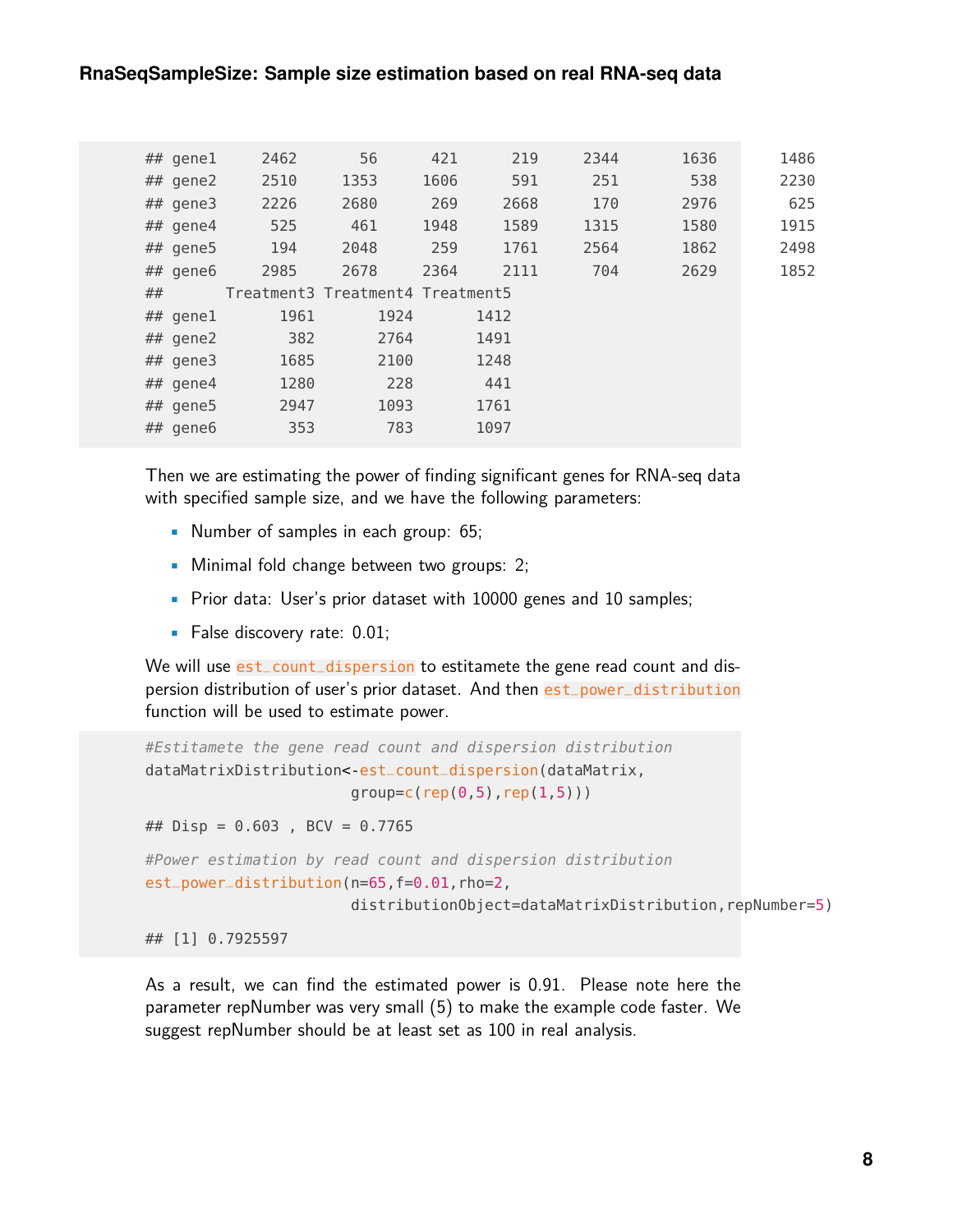```
## gene1     2462       56       421       219      2344       1636       1486
## gene2     2510     1353      1606       591       251        538       2230
## gene3     2226     2680       269      2668       170       2976        625
## gene4      525      461      1948      1589      1315       1580       1915
## gene5      194     2048       259      1761      2564       1862       2498
## gene6     2985     2678      2364      2111       704       2629       1852
##       Treatment3 Treatment4 Treatment5
## gene1       1961       1924       1412
## gene2        382       2764       1491
## gene3       1685       2100       1248
## gene4       1280        228        441
## gene5       2947       1093       1761
## gene6        353        783       1097
```

Then we are estimating the power of finding significant genes for RNA-seq data with specified sample size, and we have the following parameters:

- Number of samples in each group: 65;
- Minimal fold change between two groups: 2;
- Prior data: User's prior dataset with 10000 genes and 10 samples;
- False discovery rate: 0.01;

We will use `est_count_dispersion` to estitamete the gene read count and dispersion distribution of user's prior dataset. And then `est_power_distribution` function will be used to estimate power.

```
#Estitamete the gene read count and dispersion distribution
dataMatrixDistribution<-est_count_dispersion(dataMatrix,
                        group=c(rep(0,5),rep(1,5)))

## Disp = 0.603 , BCV = 0.7765

#Power estimation by read count and dispersion distribution
est_power_distribution(n=65,f=0.01,rho=2,
                        distributionObject=dataMatrixDistribution,repNumber=5)

## [1] 0.7925597
```

As a result, we can find the estimated power is 0.91. Please note here the parameter repNumber was very small (5) to make the example code faster. We suggest repNumber should be at least set as 100 in real analysis.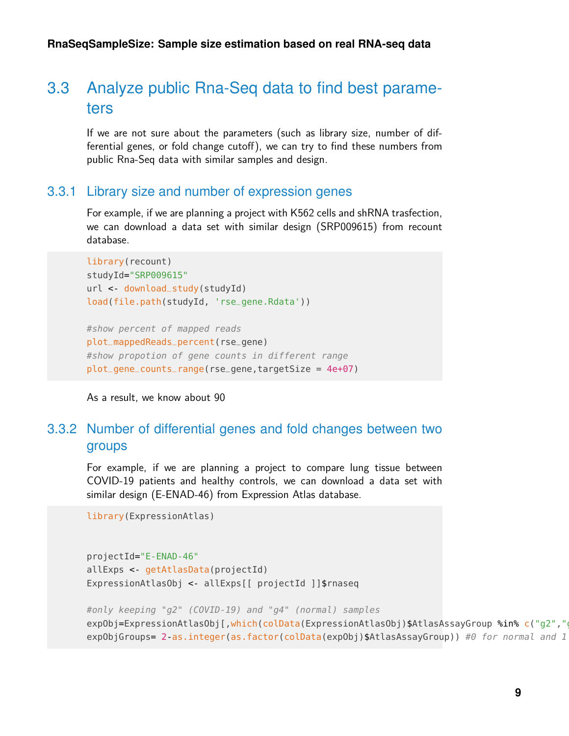## 3.3 Analyze public Rna-Seq data to find best parameters

If we are not sure about the parameters (such as library size, number of differential genes, or fold change cutoff), we can try to find these numbers from public Rna-Seq data with similar samples and design.

### 3.3.1 Library size and number of expression genes

For example, if we are planning a project with K562 cells and shRNA trasfection, we can download a data set with similar design (SRP009615) from recount database.

```
library(recount)
studyId="SRP009615"
url <- download_study(studyId)
load(file.path(studyId, 'rse_gene.Rdata'))

#show percent of mapped reads
plot_mappedReads_percent(rse_gene)
#show propotion of gene counts in different range
plot_gene_counts_range(rse_gene,targetSize = 4e+07)
```

As a result, we know about 90

### 3.3.2 Number of differential genes and fold changes between two groups

For example, if we are planning a project to compare lung tissue between COVID-19 patients and healthy controls, we can download a data set with similar design (E-ENAD-46) from Expression Atlas database.

```
library(ExpressionAtlas)


projectId="E-ENAD-46"
allExps <- getAtlasData(projectId)
ExpressionAtlasObj <- allExps[[ projectId ]]$rnaseq

#only keeping "g2" (COVID-19) and "g4" (normal) samples
expObj=ExpressionAtlasObj[,which(colData(ExpressionAtlasObj)$AtlasAssayGroup %in% c("g2","
expObjGroups= 2-as.integer(as.factor(colData(expObj)$AtlasAssayGroup)) #0 for normal and 1
```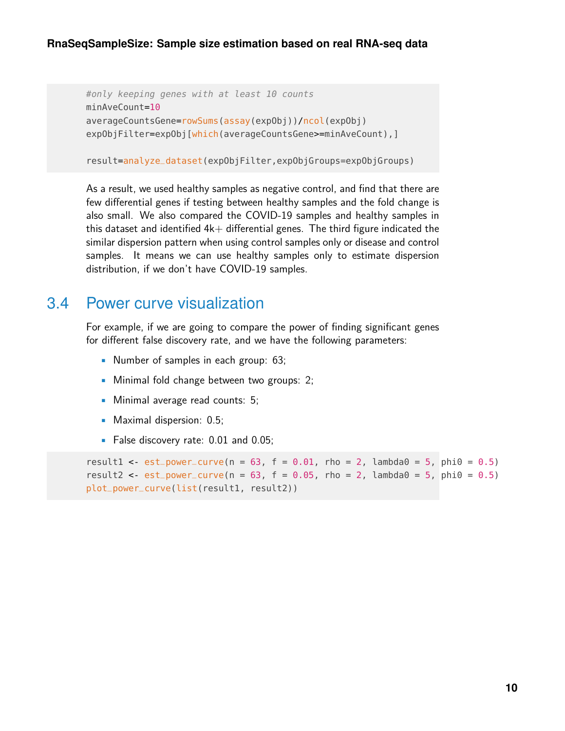```
#only keeping genes with at least 10 counts
minAveCount=10
averageCountsGene=rowSums(assay(expObj))/ncol(expObj)
expObjFilter=expObj[which(averageCountsGene>=minAveCount),]

result=analyze_dataset(expObjFilter,expObjGroups=expObjGroups)
```

As a result, we used healthy samples as negative control, and find that there are few differential genes if testing between healthy samples and the fold change is also small. We also compared the COVID-19 samples and healthy samples in this dataset and identified 4k+ differential genes. The third figure indicated the similar dispersion pattern when using control samples only or disease and control samples. It means we can use healthy samples only to estimate dispersion distribution, if we don't have COVID-19 samples.

## 3.4 Power curve visualization

For example, if we are going to compare the power of finding significant genes for different false discovery rate, and we have the following parameters:

- Number of samples in each group: 63;
- Minimal fold change between two groups: 2;
- Minimal average read counts: 5;
- Maximal dispersion: 0.5;
- False discovery rate: 0.01 and 0.05;

```
result1 <- est_power_curve(n = 63, f = 0.01, rho = 2, lambda0 = 5, phi0 = 0.5)
result2 <- est_power_curve(n = 63, f = 0.05, rho = 2, lambda0 = 5, phi0 = 0.5)
plot_power_curve(list(result1, result2))
```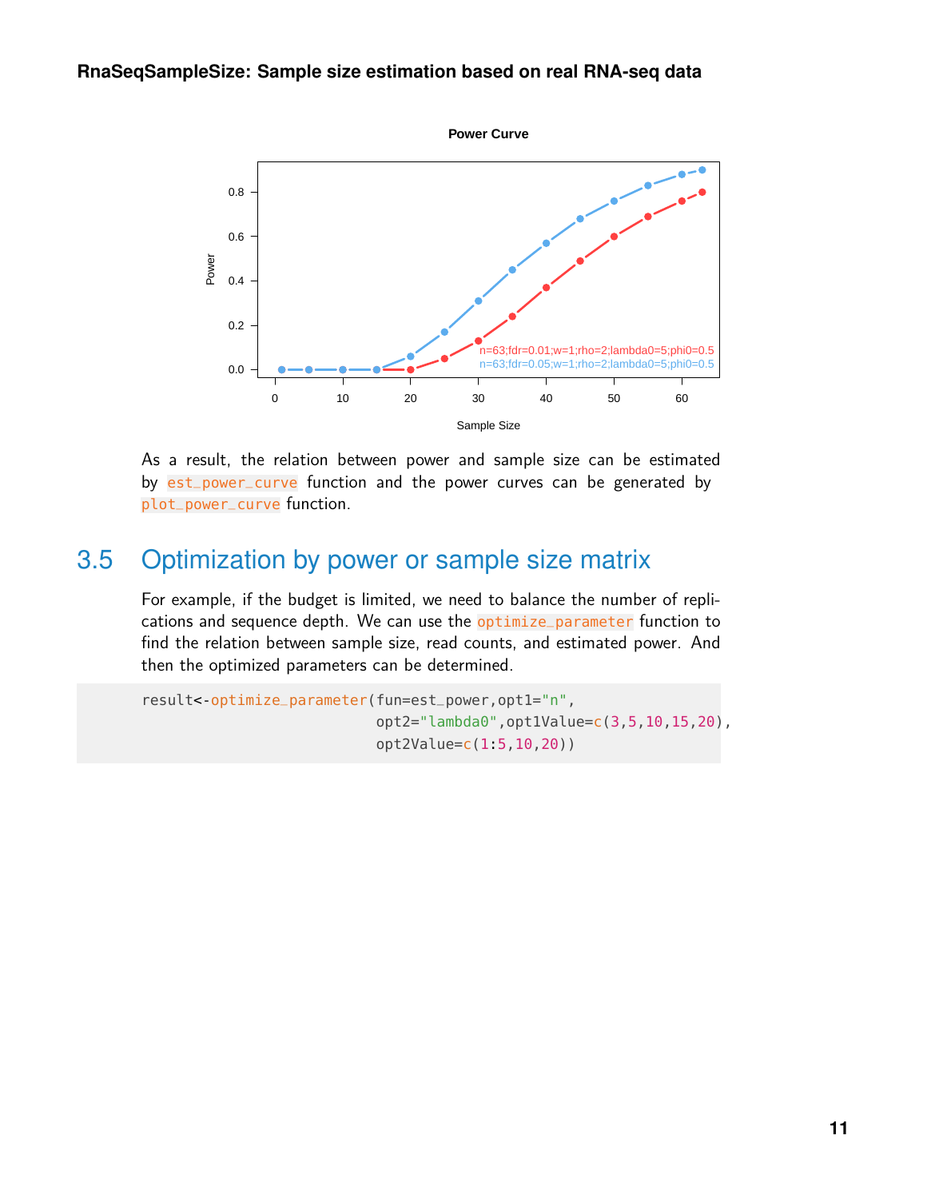As a result, the relation between power and sample size can be estimated by `est_power_curve` function and the power curves can be generated by `plot_power_curve` function.

## 3.5 Optimization by power or sample size matrix

For example, if the budget is limited, we need to balance the number of replications and sequence depth. We can use the `optimize_parameter` function to find the relation between sample size, read counts, and estimated power. And then the optimized parameters can be determined.

```
result<-optimize_parameter(fun=est_power,opt1="n",
                           opt2="lambda0",opt1Value=c(3,5,10,15,20),
                           opt2Value=c(1:5,10,20))
```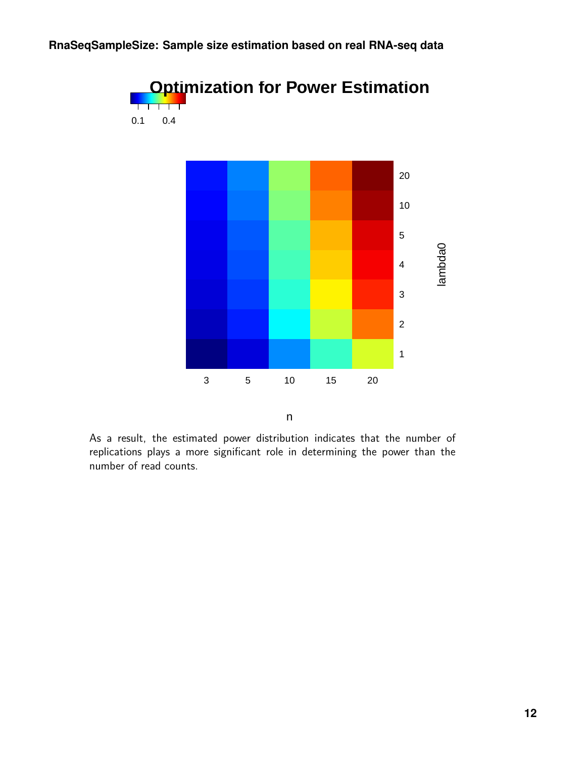Optimization for Power Estimation

0.1 0.4

20
10
5
4
3
2
1

lambda0

3 5 10 15 20

n

As a result, the estimated power distribution indicates that the number of replications plays a more significant role in determining the power than the number of read counts.